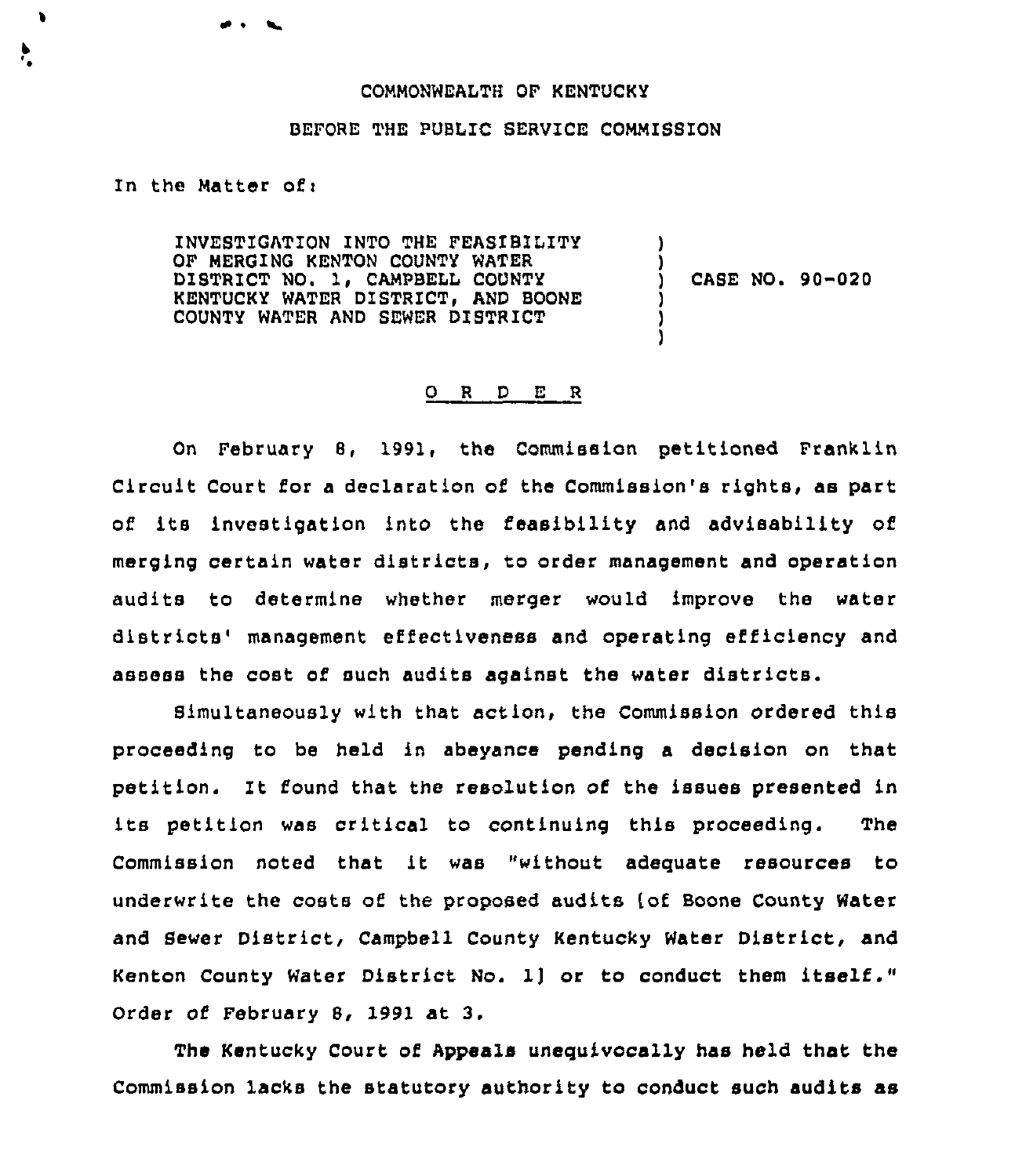COMMONWEALTH OF KENTUCKY

BEFORE THE PUBLIC SERVICE COMMISSION

In the Matter of:

INVESTIGATION INTO THE FEASIBILITY OF MERGING KENTON COUNTY WATER DISTRICT NO. 1, CAMPBELL COUNTY KENTUCKY WATER DISTRICT, AND BOONE COUNTY WATER AND SEWER DISTRICT ) CASE NO. 90-020

O R D E R

On February 8, 1991, the Commission petitioned Franklin Circuit Court for a declaration of the Commission's rights, as part of its investigation into the feasibility and advisability of merging certain water districts, to order management and operation audits to determine whether merger would improve the water districts' management effectiveness and operating efficiency and assess the cost of such audits against the water districts.

Simultaneously with that action, the Commission ordered this proceeding to be held in abeyance pending a decision on that petition. It found that the resolution of the issues presented in its petition was critical to continuing this proceeding. The Commission noted that it was "without adequate resources to underwrite the costs of the proposed audits [of Boone County Water and Sewer District, Campbell County Kentucky Water District, and Kenton County Water District No. 1] or to conduct them itself." Order of February 8, 1991 at 3.

The Kentucky Court of Appeals unequivocally has held that the Commission lacks the statutory authority to conduct such audits as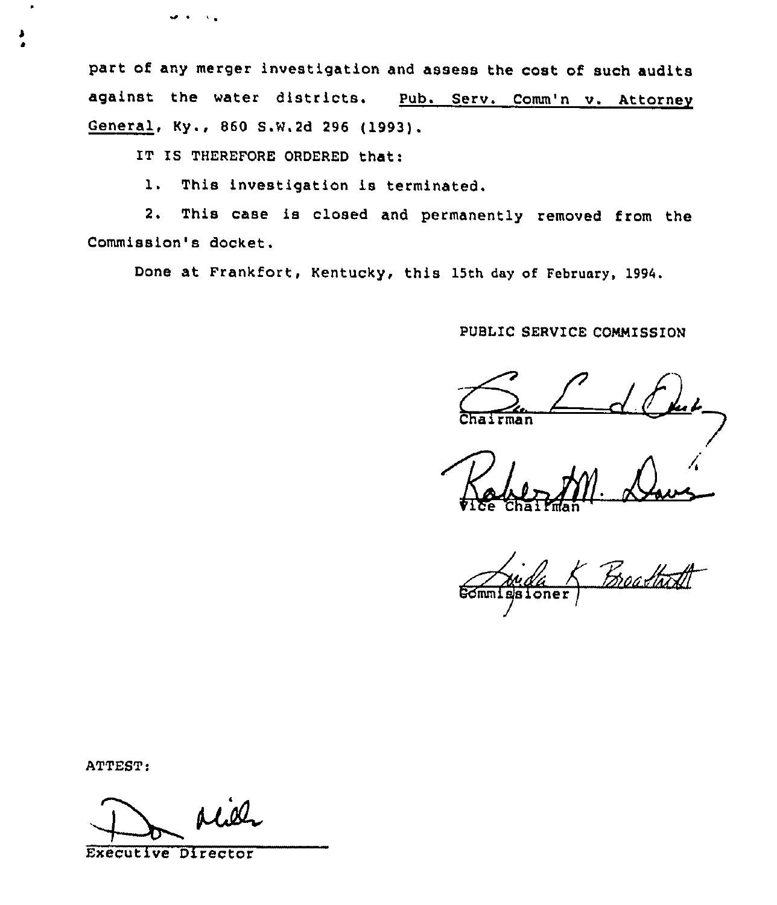part of any merger investigation and assess the cost of such audits against the water districts. Pub. Serv. Comm'n v. Attorney General, Ky., 860 S.W.2d 296 (1993).

IT IS THEREFORE ORDERED that:

1. This investigation is terminated.

2. This case is closed and permanently removed from the Commission's docket.

Done at Frankfort, Kentucky, this 15th day of February, 1994.

PUBLIC SERVICE COMMISSION

Chairman

Vice Chairman

Commissioner

ATTEST:

Executive Director